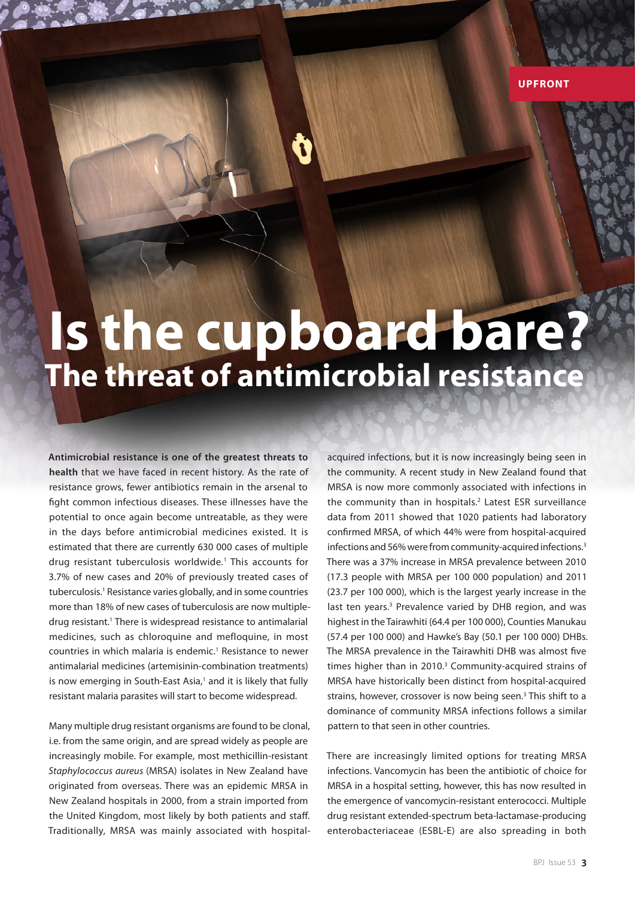# Is the cupboard bare?

## The threat of antimicrobial resistance

**Antimicrobial resistance is one of the greatest threats to health** that we have faced in recent history. As the rate of resistance grows, fewer antibiotics remain in the arsenal to fight common infectious diseases. These illnesses have the potential to once again become untreatable, as they were in the days before antimicrobial medicines existed. It is estimated that there are currently 630 000 cases of multiple drug resistant tuberculosis worldwide.[1] This accounts for 3.7% of new cases and 20% of previously treated cases of tuberculosis.[1] Resistance varies globally, and in some countries more than 18% of new cases of tuberculosis are now multiple-drug resistant.[1] There is widespread resistance to antimalarial medicines, such as chloroquine and mefloquine, in most countries in which malaria is endemic.[1] Resistance to newer antimalarial medicines (artemisinin-combination treatments) is now emerging in South-East Asia,[1] and it is likely that fully resistant malaria parasites will start to become widespread.

Many multiple drug resistant organisms are found to be clonal, i.e. from the same origin, and are spread widely as people are increasingly mobile. For example, most methicillin-resistant *Staphylococcus aureus* (MRSA) isolates in New Zealand have originated from overseas. There was an epidemic MRSA in New Zealand hospitals in 2000, from a strain imported from the United Kingdom, most likely by both patients and staff. Traditionally, MRSA was mainly associated with hospital-acquired infections, but it is now increasingly being seen in the community. A recent study in New Zealand found that MRSA is now more commonly associated with infections in the community than in hospitals.[2] Latest ESR surveillance data from 2011 showed that 1020 patients had laboratory confirmed MRSA, of which 44% were from hospital-acquired infections and 56% were from community-acquired infections.[3] There was a 37% increase in MRSA prevalence between 2010 (17.3 people with MRSA per 100 000 population) and 2011 (23.7 per 100 000), which is the largest yearly increase in the last ten years.[3] Prevalence varied by DHB region, and was highest in the Tairawhiti (64.4 per 100 000), Counties Manukau (57.4 per 100 000) and Hawke's Bay (50.1 per 100 000) DHBs. The MRSA prevalence in the Tairawhiti DHB was almost five times higher than in 2010.[3] Community-acquired strains of MRSA have historically been distinct from hospital-acquired strains, however, crossover is now being seen.[3] This shift to a dominance of community MRSA infections follows a similar pattern to that seen in other countries.

There are increasingly limited options for treating MRSA infections. Vancomycin has been the antibiotic of choice for MRSA in a hospital setting, however, this has now resulted in the emergence of vancomycin-resistant enterococci. Multiple drug resistant extended-spectrum beta-lactamase-producing enterobacteriaceae (ESBL-E) are also spreading in both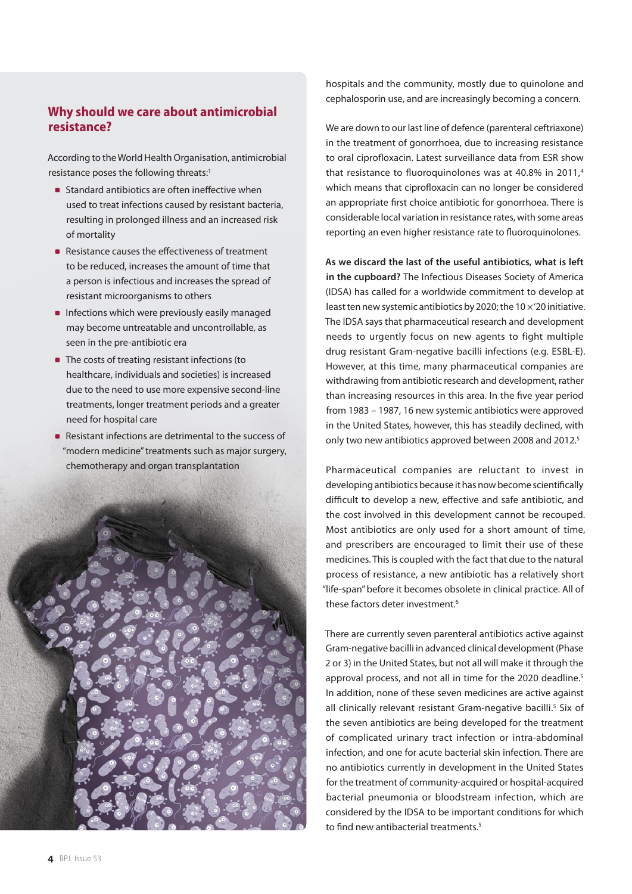## Why should we care about antimicrobial resistance?

According to the World Health Organisation, antimicrobial resistance poses the following threats:[1]

- Standard antibiotics are often ineffective when used to treat infections caused by resistant bacteria, resulting in prolonged illness and an increased risk of mortality
- Resistance causes the effectiveness of treatment to be reduced, increases the amount of time that a person is infectious and increases the spread of resistant microorganisms to others
- Infections which were previously easily managed may become untreatable and uncontrollable, as seen in the pre-antibiotic era
- The costs of treating resistant infections (to healthcare, individuals and societies) is increased due to the need to use more expensive second-line treatments, longer treatment periods and a greater need for hospital care
- Resistant infections are detrimental to the success of "modern medicine" treatments such as major surgery, chemotherapy and organ transplantation

hospitals and the community, mostly due to quinolone and cephalosporin use, and are increasingly becoming a concern.

We are down to our last line of defence (parenteral ceftriaxone) in the treatment of gonorrhoea, due to increasing resistance to oral ciprofloxacin. Latest surveillance data from ESR show that resistance to fluoroquinolones was at 40.8% in 2011,[4] which means that ciprofloxacin can no longer be considered an appropriate first choice antibiotic for gonorrhoea. There is considerable local variation in resistance rates, with some areas reporting an even higher resistance rate to fluoroquinolones.

**As we discard the last of the useful antibiotics, what is left in the cupboard?** The Infectious Diseases Society of America (IDSA) has called for a worldwide commitment to develop at least ten new systemic antibiotics by 2020; the 10 × '20 initiative. The IDSA says that pharmaceutical research and development needs to urgently focus on new agents to fight multiple drug resistant Gram-negative bacilli infections (e.g. ESBL-E). However, at this time, many pharmaceutical companies are withdrawing from antibiotic research and development, rather than increasing resources in this area. In the five year period from 1983 – 1987, 16 new systemic antibiotics were approved in the United States, however, this has steadily declined, with only two new antibiotics approved between 2008 and 2012.[5]

Pharmaceutical companies are reluctant to invest in developing antibiotics because it has now become scientifically difficult to develop a new, effective and safe antibiotic, and the cost involved in this development cannot be recouped. Most antibiotics are only used for a short amount of time, and prescribers are encouraged to limit their use of these medicines. This is coupled with the fact that due to the natural process of resistance, a new antibiotic has a relatively short "life-span" before it becomes obsolete in clinical practice. All of these factors deter investment.[6]

There are currently seven parenteral antibiotics active against Gram-negative bacilli in advanced clinical development (Phase 2 or 3) in the United States, but not all will make it through the approval process, and not all in time for the 2020 deadline.[5] In addition, none of these seven medicines are active against all clinically relevant resistant Gram-negative bacilli.[5] Six of the seven antibiotics are being developed for the treatment of complicated urinary tract infection or intra-abdominal infection, and one for acute bacterial skin infection. There are no antibiotics currently in development in the United States for the treatment of community-acquired or hospital-acquired bacterial pneumonia or bloodstream infection, which are considered by the IDSA to be important conditions for which to find new antibacterial treatments.[5]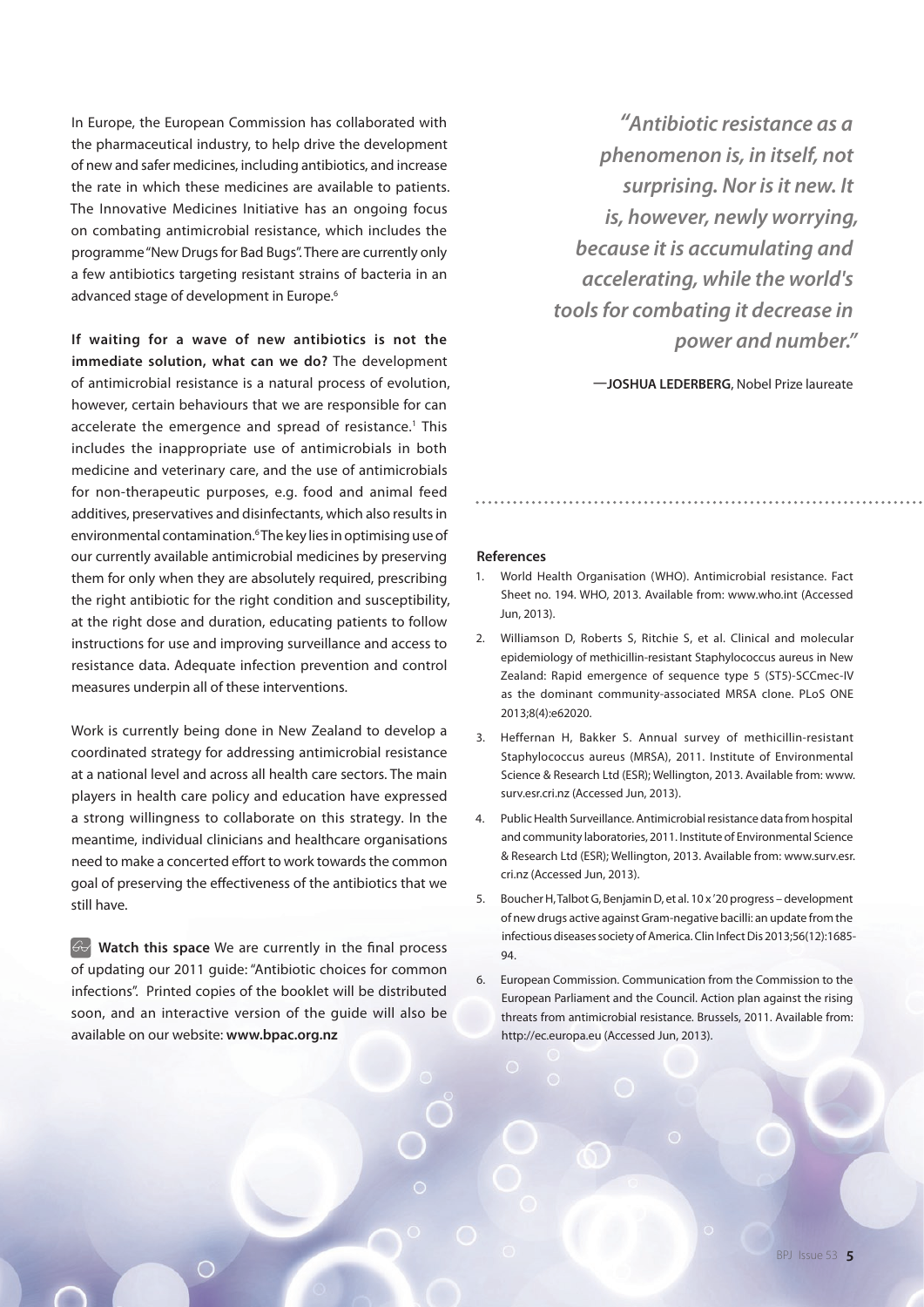In Europe, the European Commission has collaborated with the pharmaceutical industry, to help drive the development of new and safer medicines, including antibiotics, and increase the rate in which these medicines are available to patients. The Innovative Medicines Initiative has an ongoing focus on combating antimicrobial resistance, which includes the programme "New Drugs for Bad Bugs". There are currently only a few antibiotics targeting resistant strains of bacteria in an advanced stage of development in Europe.[6]

**If waiting for a wave of new antibiotics is not the immediate solution, what can we do?** The development of antimicrobial resistance is a natural process of evolution, however, certain behaviours that we are responsible for can accelerate the emergence and spread of resistance.[1] This includes the inappropriate use of antimicrobials in both medicine and veterinary care, and the use of antimicrobials for non-therapeutic purposes, e.g. food and animal feed additives, preservatives and disinfectants, which also results in environmental contamination.[6] The key lies in optimising use of our currently available antimicrobial medicines by preserving them for only when they are absolutely required, prescribing the right antibiotic for the right condition and susceptibility, at the right dose and duration, educating patients to follow instructions for use and improving surveillance and access to resistance data. Adequate infection prevention and control measures underpin all of these interventions.

Work is currently being done in New Zealand to develop a coordinated strategy for addressing antimicrobial resistance at a national level and across all health care sectors. The main players in health care policy and education have expressed a strong willingness to collaborate on this strategy. In the meantime, individual clinicians and healthcare organisations need to make a concerted effort to work towards the common goal of preserving the effectiveness of the antibiotics that we still have.

**Watch this space** We are currently in the final process of updating our 2011 guide: "Antibiotic choices for common infections". Printed copies of the booklet will be distributed soon, and an interactive version of the guide will also be available on our website: **www.bpac.org.nz**

> ***"Antibiotic resistance as a phenomenon is, in itself, not surprising. Nor is it new. It is, however, newly worrying, because it is accumulating and accelerating, while the world's tools for combating it decrease in power and number."***
>
> —**JOSHUA LEDERBERG**, Nobel Prize laureate

**References**

1. World Health Organisation (WHO). Antimicrobial resistance. Fact Sheet no. 194. WHO, 2013. Available from: www.who.int (Accessed Jun, 2013).
2. Williamson D, Roberts S, Ritchie S, et al. Clinical and molecular epidemiology of methicillin-resistant Staphylococcus aureus in New Zealand: Rapid emergence of sequence type 5 (ST5)-SCCmec-IV as the dominant community-associated MRSA clone. PLoS ONE 2013;8(4):e62020.
3. Heffernan H, Bakker S. Annual survey of methicillin-resistant Staphylococcus aureus (MRSA), 2011. Institute of Environmental Science & Research Ltd (ESR); Wellington, 2013. Available from: www.surv.esr.cri.nz (Accessed Jun, 2013).
4. Public Health Surveillance. Antimicrobial resistance data from hospital and community laboratories, 2011. Institute of Environmental Science & Research Ltd (ESR); Wellington, 2013. Available from: www.surv.esr.cri.nz (Accessed Jun, 2013).
5. Boucher H, Talbot G, Benjamin D, et al. 10 x '20 progress – development of new drugs active against Gram-negative bacilli: an update from the infectious diseases society of America. Clin Infect Dis 2013;56(12):1685-94.
6. European Commission. Communication from the Commission to the European Parliament and the Council. Action plan against the rising threats from antimicrobial resistance. Brussels, 2011. Available from: http://ec.europa.eu (Accessed Jun, 2013).